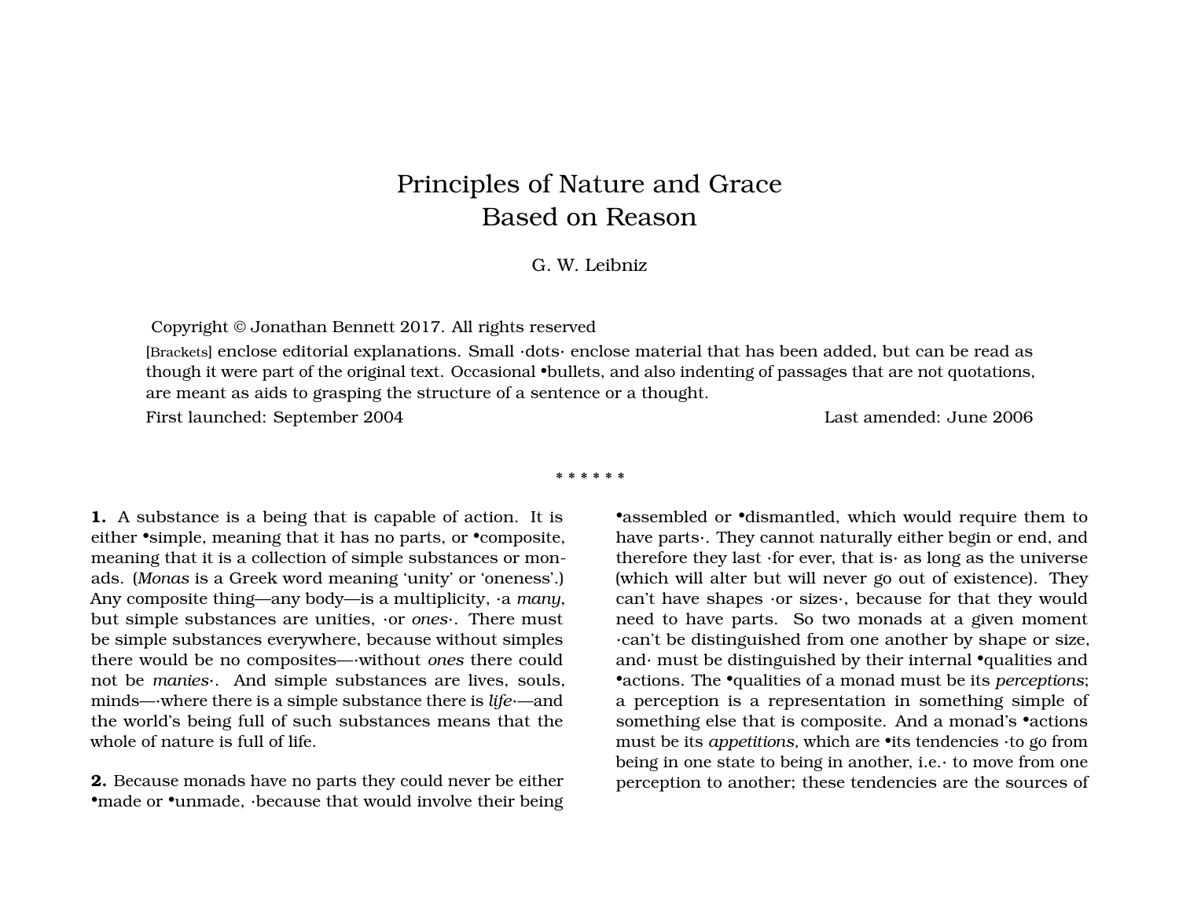# Principles of Nature and Grace Based on Reason

G. W. Leibniz

Copyright © Jonathan Bennett 2017. All rights reserved

[Brackets] enclose editorial explanations. Small ·dots· enclose material that has been added, but can be read as though it were part of the original text. Occasional •bullets, and also indenting of passages that are not quotations, are meant as aids to grasping the structure of a sentence or a thought.

First launched: September 2004 Last amended: June 2006

* * * * * *

**1.** A substance is a being that is capable of action. It is either •simple, meaning that it has no parts, or •composite, meaning that it is a collection of simple substances or monads. (*Monas* is a Greek word meaning 'unity' or 'oneness'.) Any composite thing—any body—is a multiplicity, ·a *many*, but simple substances are unities, ·or *ones*·. There must be simple substances everywhere, because without simples there would be no composites—·without *ones* there could not be *manies*·. And simple substances are lives, souls, minds—·where there is a simple substance there is *life*·—and the world's being full of such substances means that the whole of nature is full of life.

**2.** Because monads have no parts they could never be either •made or •unmade, ·because that would involve their being •assembled or •dismantled, which would require them to have parts·. They cannot naturally either begin or end, and therefore they last ·for ever, that is· as long as the universe (which will alter but will never go out of existence). They can't have shapes ·or sizes·, because for that they would need to have parts. So two monads at a given moment ·can't be distinguished from one another by shape or size, and· must be distinguished by their internal •qualities and •actions. The •qualities of a monad must be its *perceptions*; a perception is a representation in something simple of something else that is composite. And a monad's •actions must be its *appetitions*, which are •its tendencies ·to go from being in one state to being in another, i.e.· to move from one perception to another; these tendencies are the sources of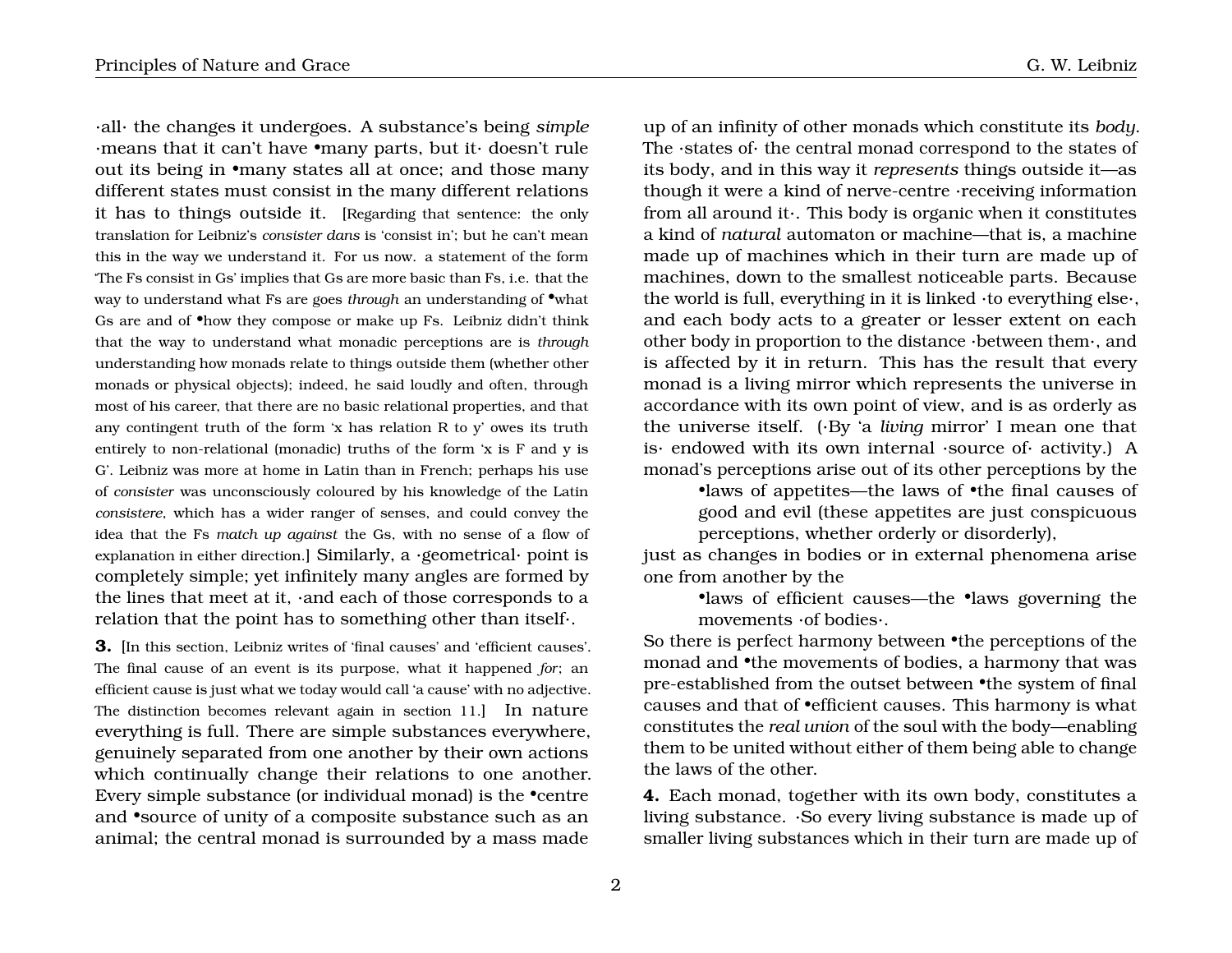·all· the changes it undergoes. A substance's being *simple* ·means that it can't have •many parts, but it· doesn't rule out its being in •many states all at once; and those many different states must consist in the many different relations it has to things outside it. [Regarding that sentence: the only translation for Leibniz's *consister dans* is 'consist in'; but he can't mean this in the way we understand it. For us now. a statement of the form 'The Fs consist in Gs' implies that Gs are more basic than Fs, i.e. that the way to understand what Fs are goes *through* an understanding of •what Gs are and of •how they compose or make up Fs. Leibniz didn't think that the way to understand what monadic perceptions are is *through* understanding how monads relate to things outside them (whether other monads or physical objects); indeed, he said loudly and often, through most of his career, that there are no basic relational properties, and that any contingent truth of the form 'x has relation R to y' owes its truth entirely to non-relational (monadic) truths of the form 'x is F and y is G'. Leibniz was more at home in Latin than in French; perhaps his use of *consister* was unconsciously coloured by his knowledge of the Latin *consistere*, which has a wider ranger of senses, and could convey the idea that the Fs *match up against* the Gs, with no sense of a flow of explanation in either direction.] Similarly, a ·geometrical· point is completely simple; yet infinitely many angles are formed by the lines that meet at it, ·and each of those corresponds to a relation that the point has to something other than itself·.

**3.** [In this section, Leibniz writes of 'final causes' and 'efficient causes'. The final cause of an event is its purpose, what it happened *for*; an efficient cause is just what we today would call 'a cause' with no adjective. The distinction becomes relevant again in section 11.] In nature everything is full. There are simple substances everywhere, genuinely separated from one another by their own actions which continually change their relations to one another. Every simple substance (or individual monad) is the •centre and •source of unity of a composite substance such as an animal; the central monad is surrounded by a mass made up of an infinity of other monads which constitute its *body*. The ·states of· the central monad correspond to the states of its body, and in this way it *represents* things outside it—as though it were a kind of nerve-centre ·receiving information from all around it·. This body is organic when it constitutes a kind of *natural* automaton or machine—that is, a machine made up of machines which in their turn are made up of machines, down to the smallest noticeable parts. Because the world is full, everything in it is linked ·to everything else·, and each body acts to a greater or lesser extent on each other body in proportion to the distance ·between them·, and is affected by it in return. This has the result that every monad is a living mirror which represents the universe in accordance with its own point of view, and is as orderly as the universe itself. (·By 'a *living* mirror' I mean one that is· endowed with its own internal ·source of· activity.) A monad's perceptions arise out of its other perceptions by the

> •laws of appetites—the laws of •the final causes of good and evil (these appetites are just conspicuous perceptions, whether orderly or disorderly),

just as changes in bodies or in external phenomena arise one from another by the

> •laws of efficient causes—the •laws governing the movements ·of bodies·.

So there is perfect harmony between •the perceptions of the monad and •the movements of bodies, a harmony that was pre-established from the outset between •the system of final causes and that of •efficient causes. This harmony is what constitutes the *real union* of the soul with the body—enabling them to be united without either of them being able to change the laws of the other.

**4.** Each monad, together with its own body, constitutes a living substance. ·So every living substance is made up of smaller living substances which in their turn are made up of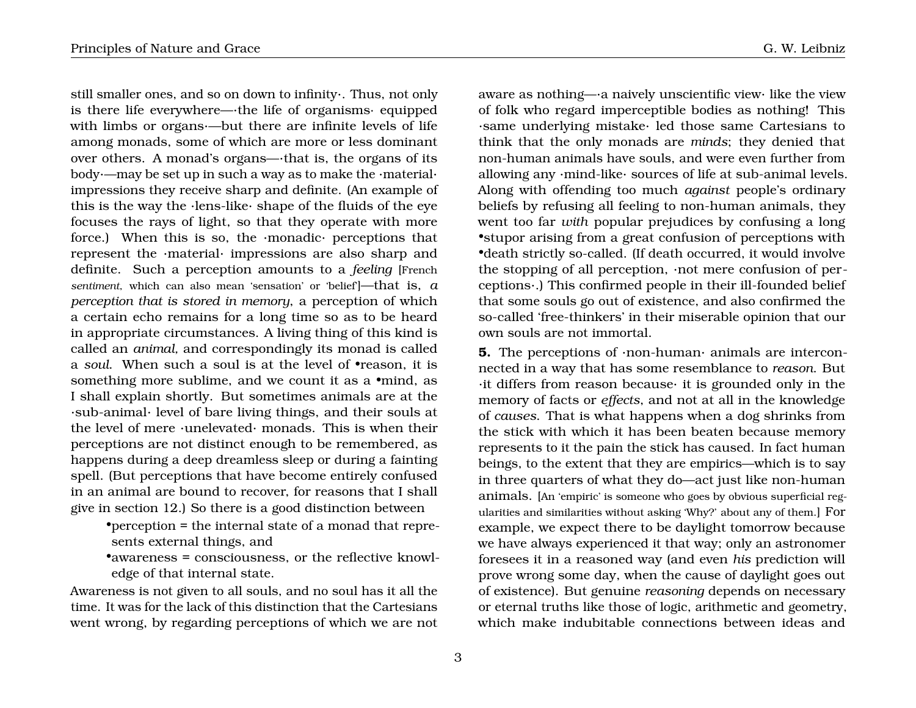still smaller ones, and so on down to infinity·. Thus, not only is there life everywhere—·the life of organisms· equipped with limbs or organs·—but there are infinite levels of life among monads, some of which are more or less dominant over others. A monad's organs—·that is, the organs of its body·—may be set up in such a way as to make the ·material· impressions they receive sharp and definite. (An example of this is the way the ·lens-like· shape of the fluids of the eye focuses the rays of light, so that they operate with more force.) When this is so, the ·monadic· perceptions that represent the ·material· impressions are also sharp and definite. Such a perception amounts to a *feeling* [French *sentiment*, which can also mean 'sensation' or 'belief']—that is, *a perception that is stored in memory*, a perception of which a certain echo remains for a long time so as to be heard in appropriate circumstances. A living thing of this kind is called an *animal*, and correspondingly its monad is called a *soul*. When such a soul is at the level of •reason, it is something more sublime, and we count it as a •mind, as I shall explain shortly. But sometimes animals are at the ·sub-animal· level of bare living things, and their souls at the level of mere ·unelevated· monads. This is when their perceptions are not distinct enough to be remembered, as happens during a deep dreamless sleep or during a fainting spell. (But perceptions that have become entirely confused in an animal are bound to recover, for reasons that I shall give in section 12.) So there is a good distinction between

- •perception = the internal state of a monad that represents external things, and
- •awareness = consciousness, or the reflective knowledge of that internal state.

Awareness is not given to all souls, and no soul has it all the time. It was for the lack of this distinction that the Cartesians went wrong, by regarding perceptions of which we are not aware as nothing—·a naively unscientific view· like the view of folk who regard imperceptible bodies as nothing! This ·same underlying mistake· led those same Cartesians to think that the only monads are *minds*; they denied that non-human animals have souls, and were even further from allowing any ·mind-like· sources of life at sub-animal levels. Along with offending too much *against* people's ordinary beliefs by refusing all feeling to non-human animals, they went too far *with* popular prejudices by confusing a long •stupor arising from a great confusion of perceptions with •death strictly so-called. (If death occurred, it would involve the stopping of all perception, ·not mere confusion of perceptions·.) This confirmed people in their ill-founded belief that some souls go out of existence, and also confirmed the so-called 'free-thinkers' in their miserable opinion that our own souls are not immortal.

**5.** The perceptions of ·non-human· animals are interconnected in a way that has some resemblance to *reason*. But ·it differs from reason because· it is grounded only in the memory of facts or *effects*, and not at all in the knowledge of *causes*. That is what happens when a dog shrinks from the stick with which it has been beaten because memory represents to it the pain the stick has caused. In fact human beings, to the extent that they are empirics—which is to say in three quarters of what they do—act just like non-human animals. [An 'empiric' is someone who goes by obvious superficial regularities and similarities without asking 'Why?' about any of them.] For example, we expect there to be daylight tomorrow because we have always experienced it that way; only an astronomer foresees it in a reasoned way (and even *his* prediction will prove wrong some day, when the cause of daylight goes out of existence). But genuine *reasoning* depends on necessary or eternal truths like those of logic, arithmetic and geometry, which make indubitable connections between ideas and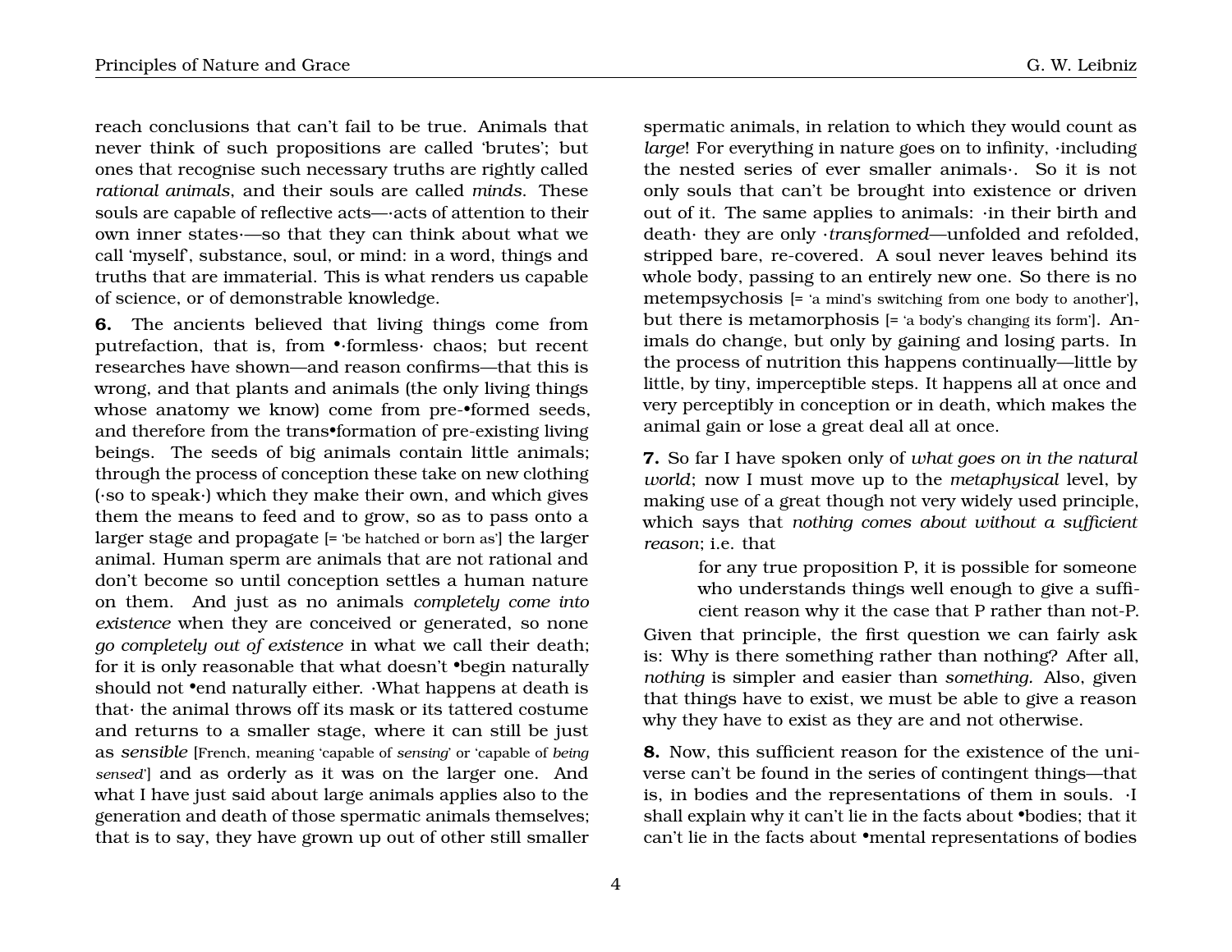reach conclusions that can't fail to be true. Animals that never think of such propositions are called 'brutes'; but ones that recognise such necessary truths are rightly called *rational animals*, and their souls are called *minds*. These souls are capable of reflective acts—·acts of attention to their own inner states·—so that they can think about what we call 'myself', substance, soul, or mind: in a word, things and truths that are immaterial. This is what renders us capable of science, or of demonstrable knowledge.

**6.** The ancients believed that living things come from putrefaction, that is, from •·formless· chaos; but recent researches have shown—and reason confirms—that this is wrong, and that plants and animals (the only living things whose anatomy we know) come from pre-•formed seeds, and therefore from the trans•formation of pre-existing living beings. The seeds of big animals contain little animals; through the process of conception these take on new clothing (·so to speak·) which they make their own, and which gives them the means to feed and to grow, so as to pass onto a larger stage and propagate [= 'be hatched or born as'] the larger animal. Human sperm are animals that are not rational and don't become so until conception settles a human nature on them. And just as no animals *completely come into existence* when they are conceived or generated, so none *go completely out of existence* in what we call their death; for it is only reasonable that what doesn't •begin naturally should not •end naturally either. ·What happens at death is that· the animal throws off its mask or its tattered costume and returns to a smaller stage, where it can still be just as *sensible* [French, meaning 'capable of *sensing*' or 'capable of *being sensed*'] and as orderly as it was on the larger one. And what I have just said about large animals applies also to the generation and death of those spermatic animals themselves; that is to say, they have grown up out of other still smaller spermatic animals, in relation to which they would count as *large*! For everything in nature goes on to infinity, ·including the nested series of ever smaller animals·. So it is not only souls that can't be brought into existence or driven out of it. The same applies to animals: ·in their birth and death· they are only ·*transformed*—unfolded and refolded, stripped bare, re-covered. A soul never leaves behind its whole body, passing to an entirely new one. So there is no metempsychosis [= 'a mind's switching from one body to another'], but there is metamorphosis [= 'a body's changing its form']. Animals do change, but only by gaining and losing parts. In the process of nutrition this happens continually—little by little, by tiny, imperceptible steps. It happens all at once and very perceptibly in conception or in death, which makes the animal gain or lose a great deal all at once.

**7.** So far I have spoken only of *what goes on in the natural world*; now I must move up to the *metaphysical* level, by making use of a great though not very widely used principle, which says that *nothing comes about without a sufficient reason*; i.e. that

> for any true proposition P, it is possible for someone who understands things well enough to give a sufficient reason why it the case that P rather than not-P.

Given that principle, the first question we can fairly ask is: Why is there something rather than nothing? After all, *nothing* is simpler and easier than *something.* Also, given that things have to exist, we must be able to give a reason why they have to exist as they are and not otherwise.

**8.** Now, this sufficient reason for the existence of the universe can't be found in the series of contingent things—that is, in bodies and the representations of them in souls. ·I shall explain why it can't lie in the facts about •bodies; that it can't lie in the facts about •mental representations of bodies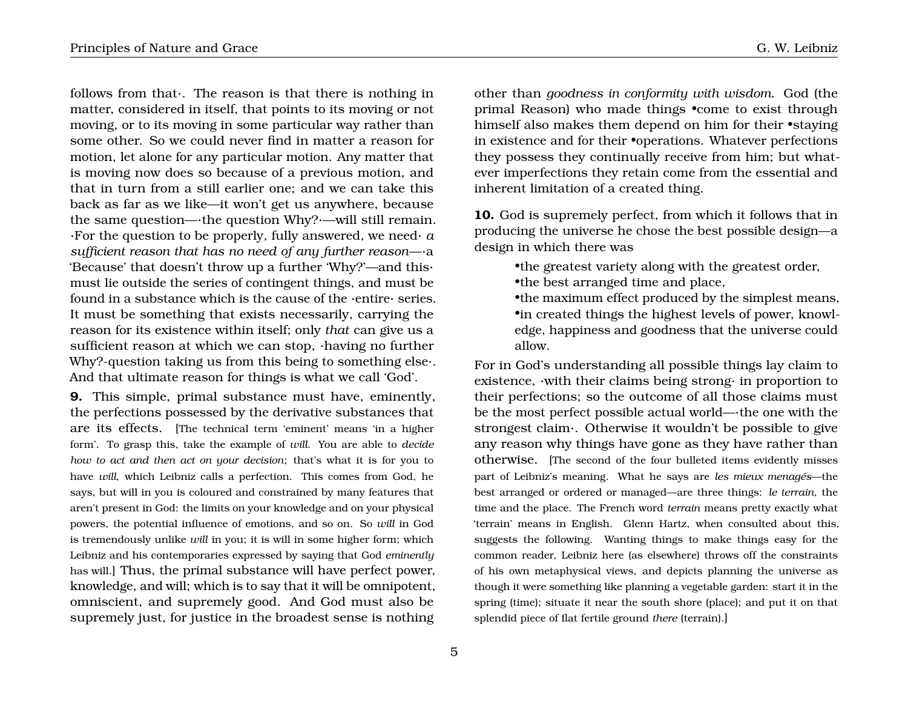follows from that·. The reason is that there is nothing in matter, considered in itself, that points to its moving or not moving, or to its moving in some particular way rather than some other. So we could never find in matter a reason for motion, let alone for any particular motion. Any matter that is moving now does so because of a previous motion, and that in turn from a still earlier one; and we can take this back as far as we like—it won't get us anywhere, because the same question—·the question Why?·—will still remain. ·For the question to be properly, fully answered, we need· *a sufficient reason that has no need of any further reason*—·a 'Because' that doesn't throw up a further 'Why?'—and this· must lie outside the series of contingent things, and must be found in a substance which is the cause of the ·entire· series. It must be something that exists necessarily, carrying the reason for its existence within itself; only *that* can give us a sufficient reason at which we can stop, ·having no further Why?-question taking us from this being to something else·. And that ultimate reason for things is what we call 'God'.

**9.** This simple, primal substance must have, eminently, the perfections possessed by the derivative substances that are its effects. [The technical term 'eminent' means 'in a higher form'. To grasp this, take the example of *will*. You are able to *decide how to act and then act on your decision*; that's what it is for you to have *will*, which Leibniz calls a perfection. This comes from God, he says, but will in you is coloured and constrained by many features that aren't present in God: the limits on your knowledge and on your physical powers, the potential influence of emotions, and so on. So *will* in God is tremendously unlike *will* in you; it is will in some higher form; which Leibniz and his contemporaries expressed by saying that God *eminently* has will.] Thus, the primal substance will have perfect power, knowledge, and will; which is to say that it will be omnipotent, omniscient, and supremely good. And God must also be supremely just, for justice in the broadest sense is nothing other than *goodness in conformity with wisdom*. God (the primal Reason) who made things •come to exist through himself also makes them depend on him for their •staying in existence and for their •operations. Whatever perfections they possess they continually receive from him; but whatever imperfections they retain come from the essential and inherent limitation of a created thing.

**10.** God is supremely perfect, from which it follows that in producing the universe he chose the best possible design—a design in which there was

- •the greatest variety along with the greatest order,
- •the best arranged time and place,
- •the maximum effect produced by the simplest means,
- •in created things the highest levels of power, knowledge, happiness and goodness that the universe could allow.

For in God's understanding all possible things lay claim to existence, ·with their claims being strong· in proportion to their perfections; so the outcome of all those claims must be the most perfect possible actual world—·the one with the strongest claim·. Otherwise it wouldn't be possible to give any reason why things have gone as they have rather than otherwise. [The second of the four bulleted items evidently misses part of Leibniz's meaning. What he says are *les mieux menagés*—the best arranged or ordered or managed—are three things: *le terrain*, the time and the place. The French word *terrain* means pretty exactly what 'terrain' means in English. Glenn Hartz, when consulted about this, suggests the following. Wanting things to make things easy for the common reader, Leibniz here (as elsewhere) throws off the constraints of his own metaphysical views, and depicts planning the universe as though it were something like planning a vegetable garden: start it in the spring (time); situate it near the south shore (place); and put it on that splendid piece of flat fertile ground *there* (terrain).]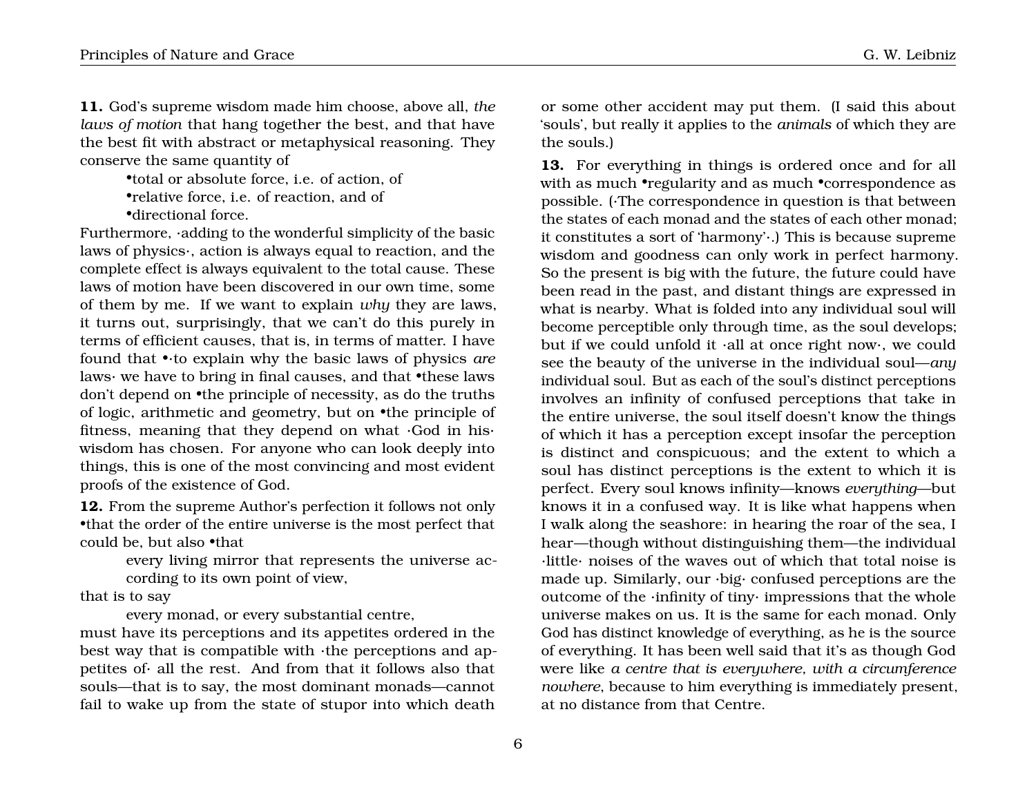**11.** God's supreme wisdom made him choose, above all, *the laws of motion* that hang together the best, and that have the best fit with abstract or metaphysical reasoning. They conserve the same quantity of

•total or absolute force, i.e. of action, of
•relative force, i.e. of reaction, and of
•directional force.

Furthermore, ·adding to the wonderful simplicity of the basic laws of physics·, action is always equal to reaction, and the complete effect is always equivalent to the total cause. These laws of motion have been discovered in our own time, some of them by me. If we want to explain *why* they are laws, it turns out, surprisingly, that we can't do this purely in terms of efficient causes, that is, in terms of matter. I have found that •·to explain why the basic laws of physics *are* laws· we have to bring in final causes, and that •these laws don't depend on •the principle of necessity, as do the truths of logic, arithmetic and geometry, but on •the principle of fitness, meaning that they depend on what ·God in his· wisdom has chosen. For anyone who can look deeply into things, this is one of the most convincing and most evident proofs of the existence of God.

**12.** From the supreme Author's perfection it follows not only •that the order of the entire universe is the most perfect that could be, but also •that

every living mirror that represents the universe according to its own point of view,

that is to say

every monad, or every substantial centre,

must have its perceptions and its appetites ordered in the best way that is compatible with ·the perceptions and appetites of· all the rest. And from that it follows also that souls—that is to say, the most dominant monads—cannot fail to wake up from the state of stupor into which death or some other accident may put them. (I said this about 'souls', but really it applies to the *animals* of which they are the souls.)

**13.** For everything in things is ordered once and for all with as much •regularity and as much •correspondence as possible. (·The correspondence in question is that between the states of each monad and the states of each other monad; it constitutes a sort of 'harmony'·.) This is because supreme wisdom and goodness can only work in perfect harmony. So the present is big with the future, the future could have been read in the past, and distant things are expressed in what is nearby. What is folded into any individual soul will become perceptible only through time, as the soul develops; but if we could unfold it ·all at once right now·, we could see the beauty of the universe in the individual soul—*any* individual soul. But as each of the soul's distinct perceptions involves an infinity of confused perceptions that take in the entire universe, the soul itself doesn't know the things of which it has a perception except insofar the perception is distinct and conspicuous; and the extent to which a soul has distinct perceptions is the extent to which it is perfect. Every soul knows infinity—knows *everything*—but knows it in a confused way. It is like what happens when I walk along the seashore: in hearing the roar of the sea, I hear—though without distinguishing them—the individual ·little· noises of the waves out of which that total noise is made up. Similarly, our ·big· confused perceptions are the outcome of the ·infinity of tiny· impressions that the whole universe makes on us. It is the same for each monad. Only God has distinct knowledge of everything, as he is the source of everything. It has been well said that it's as though God were like *a centre that is everywhere, with a circumference nowhere*, because to him everything is immediately present, at no distance from that Centre.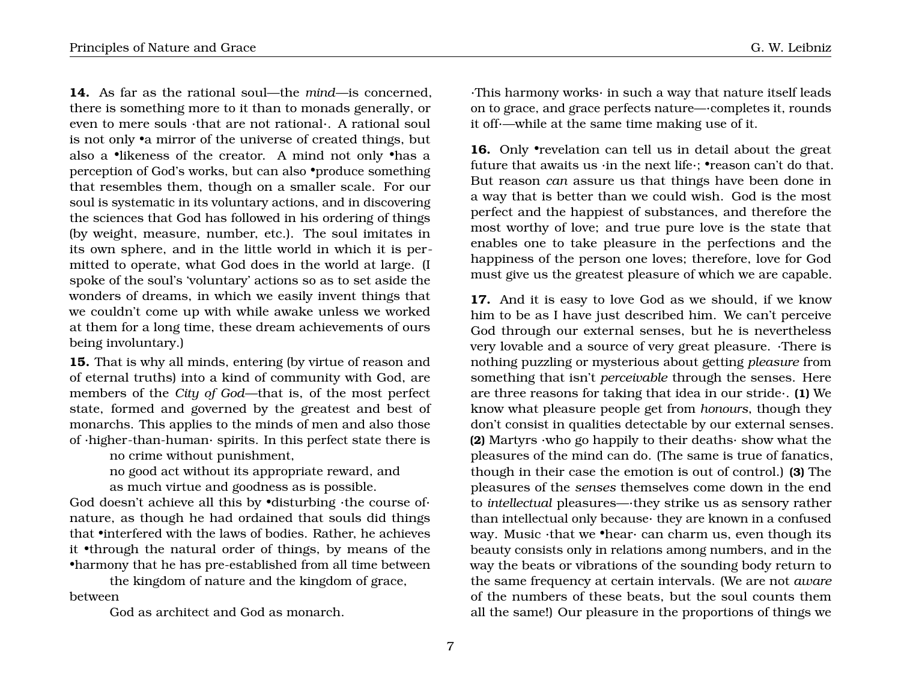**14.** As far as the rational soul—the *mind*—is concerned, there is something more to it than to monads generally, or even to mere souls ·that are not rational·. A rational soul is not only •a mirror of the universe of created things, but also a •likeness of the creator. A mind not only •has a perception of God's works, but can also •produce something that resembles them, though on a smaller scale. For our soul is systematic in its voluntary actions, and in discovering the sciences that God has followed in his ordering of things (by weight, measure, number, etc.). The soul imitates in its own sphere, and in the little world in which it is permitted to operate, what God does in the world at large. (I spoke of the soul's 'voluntary' actions so as to set aside the wonders of dreams, in which we easily invent things that we couldn't come up with while awake unless we worked at them for a long time, these dream achievements of ours being involuntary.)

**15.** That is why all minds, entering (by virtue of reason and of eternal truths) into a kind of community with God, are members of the *City of God*—that is, of the most perfect state, formed and governed by the greatest and best of monarchs. This applies to the minds of men and also those of ·higher-than-human· spirits. In this perfect state there is

> no crime without punishment,
> no good act without its appropriate reward, and
> as much virtue and goodness as is possible.

God doesn't achieve all this by •disturbing ·the course of· nature, as though he had ordained that souls did things that •interfered with the laws of bodies. Rather, he achieves it •through the natural order of things, by means of the •harmony that he has pre-established from all time between

> the kingdom of nature and the kingdom of grace,

between

> God as architect and God as monarch.

·This harmony works· in such a way that nature itself leads on to grace, and grace perfects nature—·completes it, rounds it off·—while at the same time making use of it.

**16.** Only •revelation can tell us in detail about the great future that awaits us ·in the next life·; •reason can't do that. But reason *can* assure us that things have been done in a way that is better than we could wish. God is the most perfect and the happiest of substances, and therefore the most worthy of love; and true pure love is the state that enables one to take pleasure in the perfections and the happiness of the person one loves; therefore, love for God must give us the greatest pleasure of which we are capable.

**17.** And it is easy to love God as we should, if we know him to be as I have just described him. We can't perceive God through our external senses, but he is nevertheless very lovable and a source of very great pleasure. ·There is nothing puzzling or mysterious about getting *pleasure* from something that isn't *perceivable* through the senses. Here are three reasons for taking that idea in our stride·. **(1)** We know what pleasure people get from *honours*, though they don't consist in qualities detectable by our external senses. **(2)** Martyrs ·who go happily to their deaths· show what the pleasures of the mind can do. (The same is true of fanatics, though in their case the emotion is out of control.) **(3)** The pleasures of the *senses* themselves come down in the end to *intellectual* pleasures—·they strike us as sensory rather than intellectual only because· they are known in a confused way. Music ·that we •hear· can charm us, even though its beauty consists only in relations among numbers, and in the way the beats or vibrations of the sounding body return to the same frequency at certain intervals. (We are not *aware* of the numbers of these beats, but the soul counts them all the same!) Our pleasure in the proportions of things we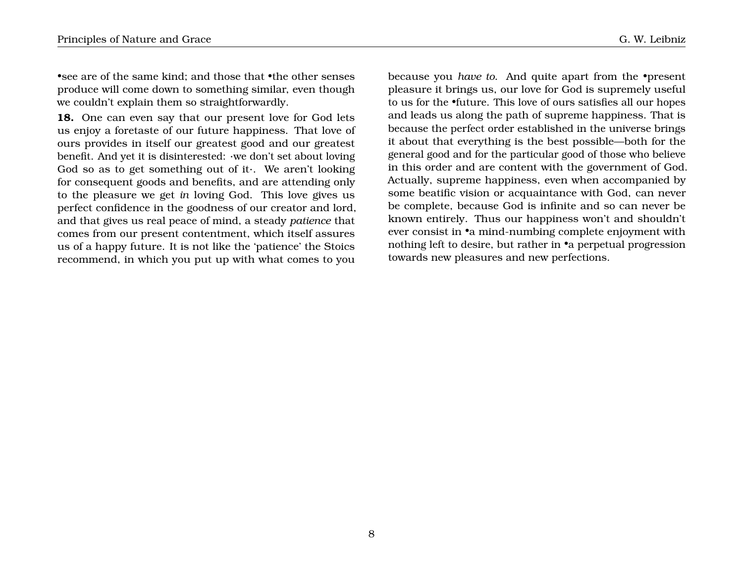•see are of the same kind; and those that •the other senses produce will come down to something similar, even though we couldn't explain them so straightforwardly.

**18.** One can even say that our present love for God lets us enjoy a foretaste of our future happiness. That love of ours provides in itself our greatest good and our greatest benefit. And yet it is disinterested: ·we don't set about loving God so as to get something out of it·. We aren't looking for consequent goods and benefits, and are attending only to the pleasure we get *in* loving God. This love gives us perfect confidence in the goodness of our creator and lord, and that gives us real peace of mind, a steady *patience* that comes from our present contentment, which itself assures us of a happy future. It is not like the 'patience' the Stoics recommend, in which you put up with what comes to you because you *have to*. And quite apart from the •present pleasure it brings us, our love for God is supremely useful to us for the •future. This love of ours satisfies all our hopes and leads us along the path of supreme happiness. That is because the perfect order established in the universe brings it about that everything is the best possible—both for the general good and for the particular good of those who believe in this order and are content with the government of God. Actually, supreme happiness, even when accompanied by some beatific vision or acquaintance with God, can never be complete, because God is infinite and so can never be known entirely. Thus our happiness won't and shouldn't ever consist in •a mind-numbing complete enjoyment with nothing left to desire, but rather in •a perpetual progression towards new pleasures and new perfections.